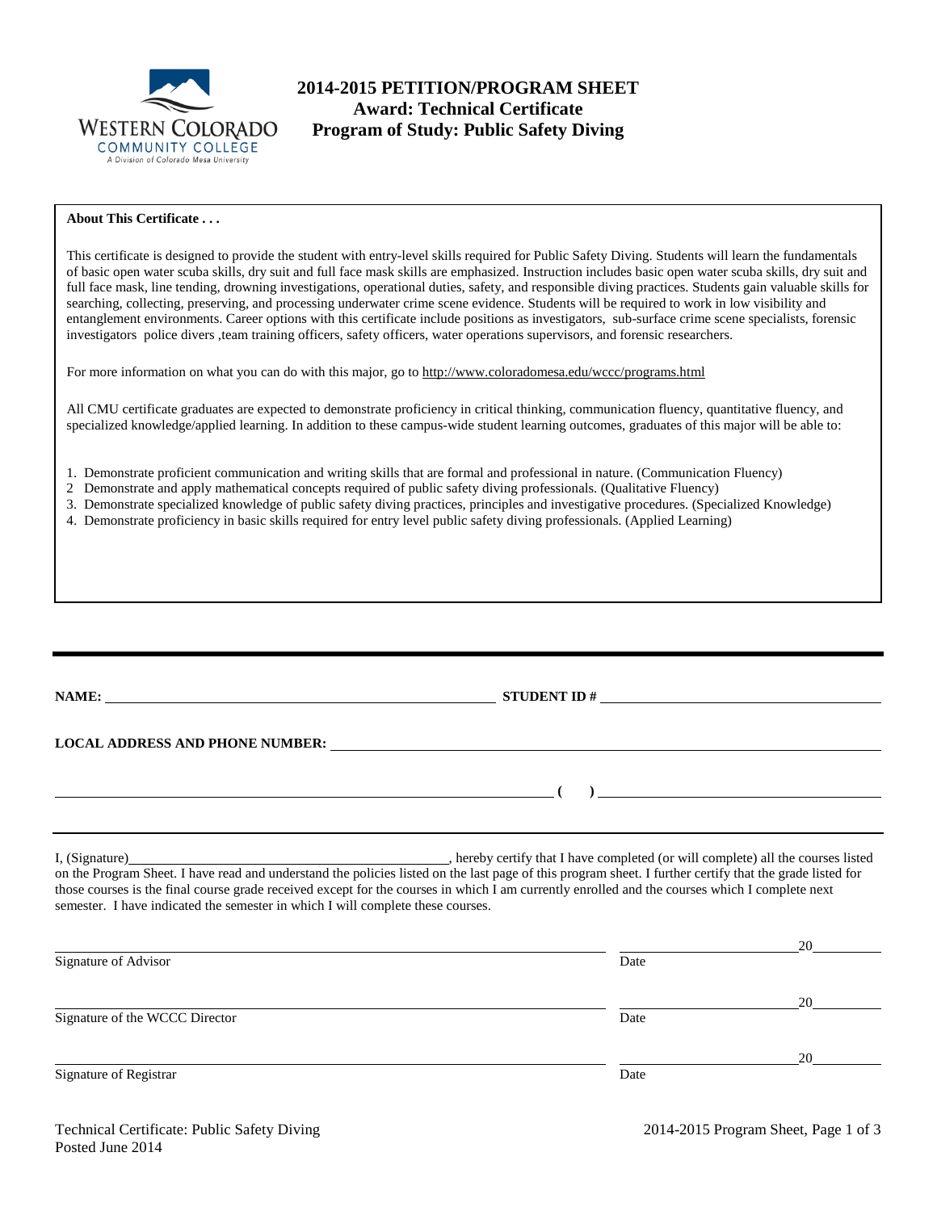WESTERN COLORADO COMMUNITY COLLEGE
A Division of Colorado Mesa University

# 2014-2015 PETITION/PROGRAM SHEET
## Award: Technical Certificate
## Program of Study: Public Safety Diving

**About This Certificate . . .**

This certificate is designed to provide the student with entry-level skills required for Public Safety Diving. Students will learn the fundamentals of basic open water scuba skills, dry suit and full face mask skills are emphasized. Instruction includes basic open water scuba skills, dry suit and full face mask, line tending, drowning investigations, operational duties, safety, and responsible diving practices. Students gain valuable skills for searching, collecting, preserving, and processing underwater crime scene evidence. Students will be required to work in low visibility and entanglement environments. Career options with this certificate include positions as investigators, sub-surface crime scene specialists, forensic investigators police divers ,team training officers, safety officers, water operations supervisors, and forensic researchers.

For more information on what you can do with this major, go to http://www.coloradomesa.edu/wccc/programs.html

All CMU certificate graduates are expected to demonstrate proficiency in critical thinking, communication fluency, quantitative fluency, and specialized knowledge/applied learning. In addition to these campus-wide student learning outcomes, graduates of this major will be able to:

1. Demonstrate proficient communication and writing skills that are formal and professional in nature. (Communication Fluency)
2. Demonstrate and apply mathematical concepts required of public safety diving professionals. (Qualitative Fluency)
3. Demonstrate specialized knowledge of public safety diving practices, principles and investigative procedures. (Specialized Knowledge)
4. Demonstrate proficiency in basic skills required for entry level public safety diving professionals. (Applied Learning)

---

**NAME:** ______________________________ **STUDENT ID #** ______________________________

**LOCAL ADDRESS AND PHONE NUMBER:** ______________________________

______________________________ **(    )** ______________________________

I, (Signature)______________________________, hereby certify that I have completed (or will complete) all the courses listed on the Program Sheet. I have read and understand the policies listed on the last page of this program sheet. I further certify that the grade listed for those courses is the final course grade received except for the courses in which I am currently enrolled and the courses which I complete next semester. I have indicated the semester in which I will complete these courses.

______________________________ ____________20______
Signature of Advisor Date

______________________________ ____________20______
Signature of the WCCC Director Date

______________________________ ____________20______
Signature of Registrar Date

Technical Certificate: Public Safety Diving
Posted June 2014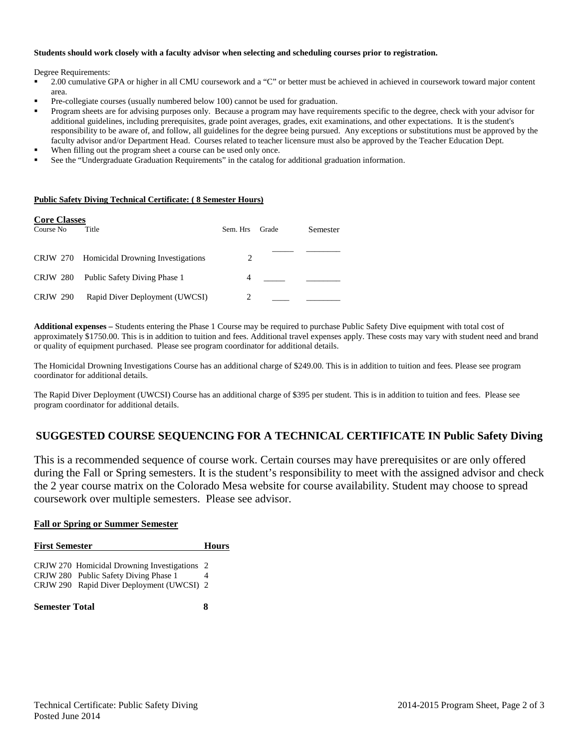**Students should work closely with a faculty advisor when selecting and scheduling courses prior to registration.**

Degree Requirements:

- 2.00 cumulative GPA or higher in all CMU coursework and a "C" or better must be achieved in achieved in coursework toward major content area.
- Pre-collegiate courses (usually numbered below 100) cannot be used for graduation.
- Program sheets are for advising purposes only. Because a program may have requirements specific to the degree, check with your advisor for additional guidelines, including prerequisites, grade point averages, grades, exit examinations, and other expectations. It is the student's responsibility to be aware of, and follow, all guidelines for the degree being pursued. Any exceptions or substitutions must be approved by the faculty advisor and/or Department Head. Courses related to teacher licensure must also be approved by the Teacher Education Dept.
- When filling out the program sheet a course can be used only once.
- See the "Undergraduate Graduation Requirements" in the catalog for additional graduation information.

**Public Safety Diving Technical Certificate: ( 8 Semester Hours)**

**Core Classes**

| Course No | Title | Sem. Hrs | Grade | Semester |
|---|---|---|---|---|
| CRJW 270 | Homicidal Drowning Investigations | 2 | _____ | ________ |
| CRJW 280 | Public Safety Diving Phase 1 | 4 | _____ | ________ |
| CRJW 290 | Rapid Diver Deployment (UWCSI) | 2 | ____ | ________ |

**Additional expenses –** Students entering the Phase 1 Course may be required to purchase Public Safety Dive equipment with total cost of approximately $1750.00. This is in addition to tuition and fees. Additional travel expenses apply. These costs may vary with student need and brand or quality of equipment purchased. Please see program coordinator for additional details.

The Homicidal Drowning Investigations Course has an additional charge of $249.00. This is in addition to tuition and fees. Please see program coordinator for additional details.

The Rapid Diver Deployment (UWCSI) Course has an additional charge of $395 per student. This is in addition to tuition and fees. Please see program coordinator for additional details.

## SUGGESTED COURSE SEQUENCING FOR A TECHNICAL CERTIFICATE IN Public Safety Diving

This is a recommended sequence of course work. Certain courses may have prerequisites or are only offered during the Fall or Spring semesters. It is the student's responsibility to meet with the assigned advisor and check the 2 year course matrix on the Colorado Mesa website for course availability. Student may choose to spread coursework over multiple semesters. Please see advisor.

**Fall or Spring or Summer Semester**

| First Semester | Hours |
|---|---|
| CRJW 270 Homicidal Drowning Investigations | 2 |
| CRJW 280 Public Safety Diving Phase 1 | 4 |
| CRJW 290 Rapid Diver Deployment (UWCSI) | 2 |
| **Semester Total** | **8** |

Technical Certificate: Public Safety Diving
Posted June 2014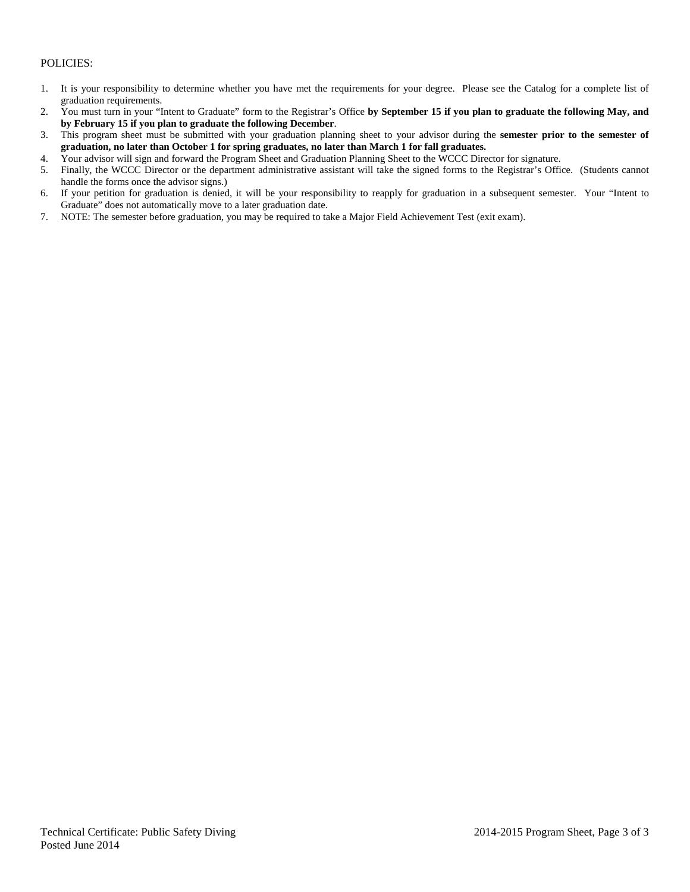POLICIES:

1. It is your responsibility to determine whether you have met the requirements for your degree. Please see the Catalog for a complete list of graduation requirements.
2. You must turn in your "Intent to Graduate" form to the Registrar's Office **by September 15 if you plan to graduate the following May, and by February 15 if you plan to graduate the following December**.
3. This program sheet must be submitted with your graduation planning sheet to your advisor during the **semester prior to the semester of graduation, no later than October 1 for spring graduates, no later than March 1 for fall graduates.**
4. Your advisor will sign and forward the Program Sheet and Graduation Planning Sheet to the WCCC Director for signature.
5. Finally, the WCCC Director or the department administrative assistant will take the signed forms to the Registrar's Office. (Students cannot handle the forms once the advisor signs.)
6. If your petition for graduation is denied, it will be your responsibility to reapply for graduation in a subsequent semester. Your "Intent to Graduate" does not automatically move to a later graduation date.
7. NOTE: The semester before graduation, you may be required to take a Major Field Achievement Test (exit exam).